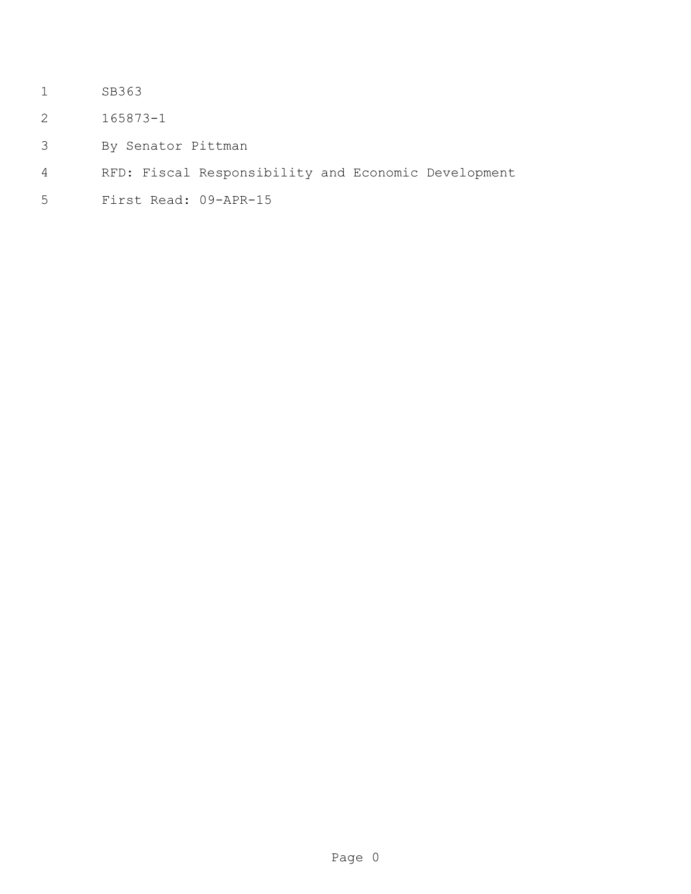SB363

165873-1

By Senator Pittman

RFD: Fiscal Responsibility and Economic Development

First Read: 09-APR-15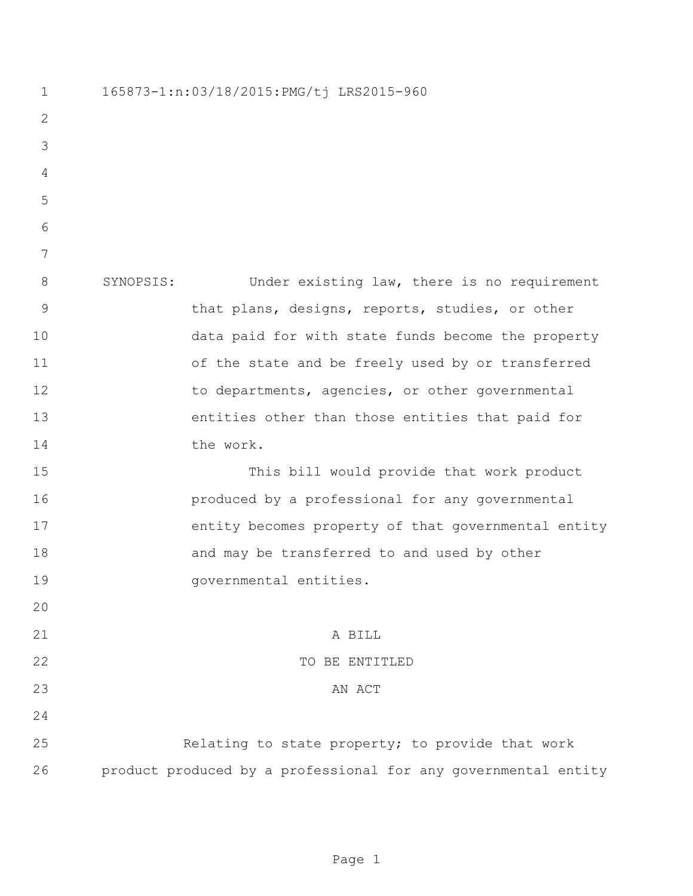165873-1:n:03/18/2015:PMG/tj LRS2015-960

SYNOPSIS: Under existing law, there is no requirement that plans, designs, reports, studies, or other data paid for with state funds become the property of the state and be freely used by or transferred to departments, agencies, or other governmental entities other than those entities that paid for the work.

This bill would provide that work product produced by a professional for any governmental entity becomes property of that governmental entity and may be transferred to and used by other governmental entities.

A BILL

TO BE ENTITLED

AN ACT

Relating to state property; to provide that work product produced by a professional for any governmental entity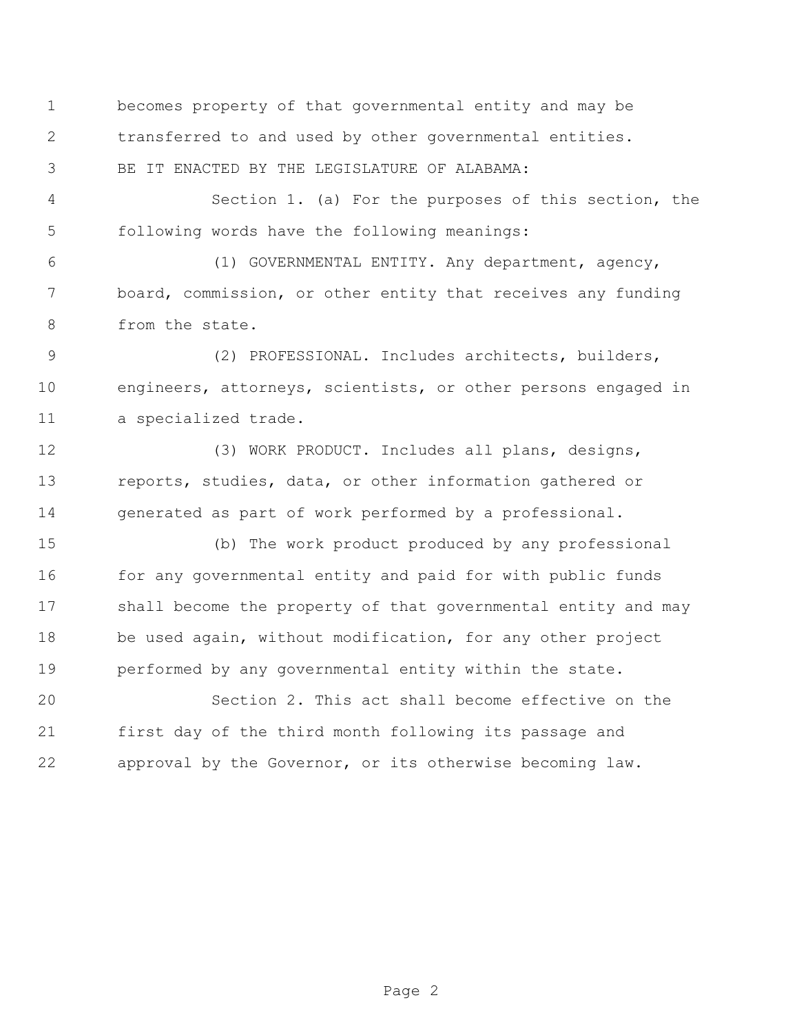becomes property of that governmental entity and may be transferred to and used by other governmental entities.

BE IT ENACTED BY THE LEGISLATURE OF ALABAMA:

Section 1. (a) For the purposes of this section, the following words have the following meanings:

(1) GOVERNMENTAL ENTITY. Any department, agency, board, commission, or other entity that receives any funding from the state.

(2) PROFESSIONAL. Includes architects, builders, engineers, attorneys, scientists, or other persons engaged in a specialized trade.

(3) WORK PRODUCT. Includes all plans, designs, reports, studies, data, or other information gathered or generated as part of work performed by a professional.

(b) The work product produced by any professional for any governmental entity and paid for with public funds shall become the property of that governmental entity and may be used again, without modification, for any other project performed by any governmental entity within the state.

Section 2. This act shall become effective on the first day of the third month following its passage and approval by the Governor, or its otherwise becoming law.